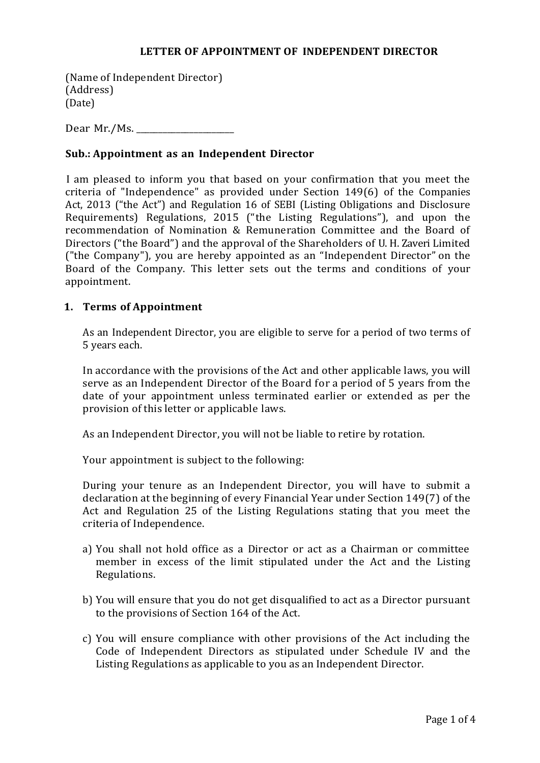# LETTER OF APPOINTMENT OF INDEPENDENT DIRECTOR

(Name of Independent Director)
(Address)
(Date)

Dear Mr./Ms. ______________________

**Sub.: Appointment as an Independent Director**

I am pleased to inform you that based on your confirmation that you meet the criteria of "Independence" as provided under Section 149(6) of the Companies Act, 2013 ("the Act") and Regulation 16 of SEBI (Listing Obligations and Disclosure Requirements) Regulations, 2015 ("the Listing Regulations"), and upon the recommendation of Nomination & Remuneration Committee and the Board of Directors ("the Board") and the approval of the Shareholders of U. H. Zaveri Limited ("the Company"), you are hereby appointed as an "Independent Director" on the Board of the Company. This letter sets out the terms and conditions of your appointment.

## 1. Terms of Appointment

As an Independent Director, you are eligible to serve for a period of two terms of 5 years each.

In accordance with the provisions of the Act and other applicable laws, you will serve as an Independent Director of the Board for a period of 5 years from the date of your appointment unless terminated earlier or extended as per the provision of this letter or applicable laws.

As an Independent Director, you will not be liable to retire by rotation.

Your appointment is subject to the following:

During your tenure as an Independent Director, you will have to submit a declaration at the beginning of every Financial Year under Section 149(7) of the Act and Regulation 25 of the Listing Regulations stating that you meet the criteria of Independence.

a) You shall not hold office as a Director or act as a Chairman or committee member in excess of the limit stipulated under the Act and the Listing Regulations.

b) You will ensure that you do not get disqualified to act as a Director pursuant to the provisions of Section 164 of the Act.

c) You will ensure compliance with other provisions of the Act including the Code of Independent Directors as stipulated under Schedule IV and the Listing Regulations as applicable to you as an Independent Director.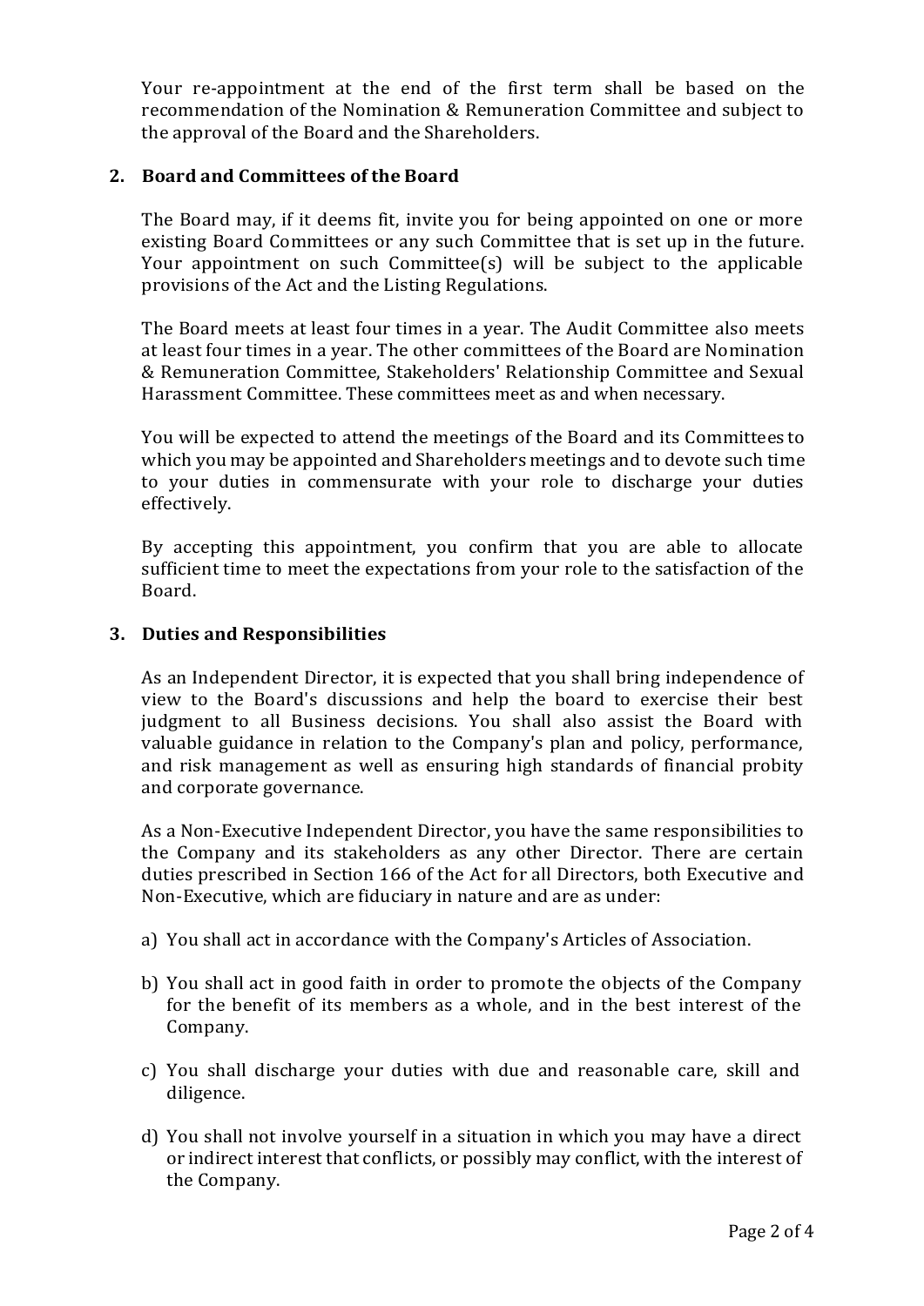Your re-appointment at the end of the first term shall be based on the recommendation of the Nomination & Remuneration Committee and subject to the approval of the Board and the Shareholders.

## 2. Board and Committees of the Board

The Board may, if it deems fit, invite you for being appointed on one or more existing Board Committees or any such Committee that is set up in the future. Your appointment on such Committee(s) will be subject to the applicable provisions of the Act and the Listing Regulations.

The Board meets at least four times in a year. The Audit Committee also meets at least four times in a year. The other committees of the Board are Nomination & Remuneration Committee, Stakeholders' Relationship Committee and Sexual Harassment Committee. These committees meet as and when necessary.

You will be expected to attend the meetings of the Board and its Committees to which you may be appointed and Shareholders meetings and to devote such time to your duties in commensurate with your role to discharge your duties effectively.

By accepting this appointment, you confirm that you are able to allocate sufficient time to meet the expectations from your role to the satisfaction of the Board.

## 3. Duties and Responsibilities

As an Independent Director, it is expected that you shall bring independence of view to the Board's discussions and help the board to exercise their best judgment to all Business decisions. You shall also assist the Board with valuable guidance in relation to the Company's plan and policy, performance, and risk management as well as ensuring high standards of financial probity and corporate governance.

As a Non-Executive Independent Director, you have the same responsibilities to the Company and its stakeholders as any other Director. There are certain duties prescribed in Section 166 of the Act for all Directors, both Executive and Non-Executive, which are fiduciary in nature and are as under:

a) You shall act in accordance with the Company's Articles of Association.

b) You shall act in good faith in order to promote the objects of the Company for the benefit of its members as a whole, and in the best interest of the Company.

c) You shall discharge your duties with due and reasonable care, skill and diligence.

d) You shall not involve yourself in a situation in which you may have a direct or indirect interest that conflicts, or possibly may conflict, with the interest of the Company.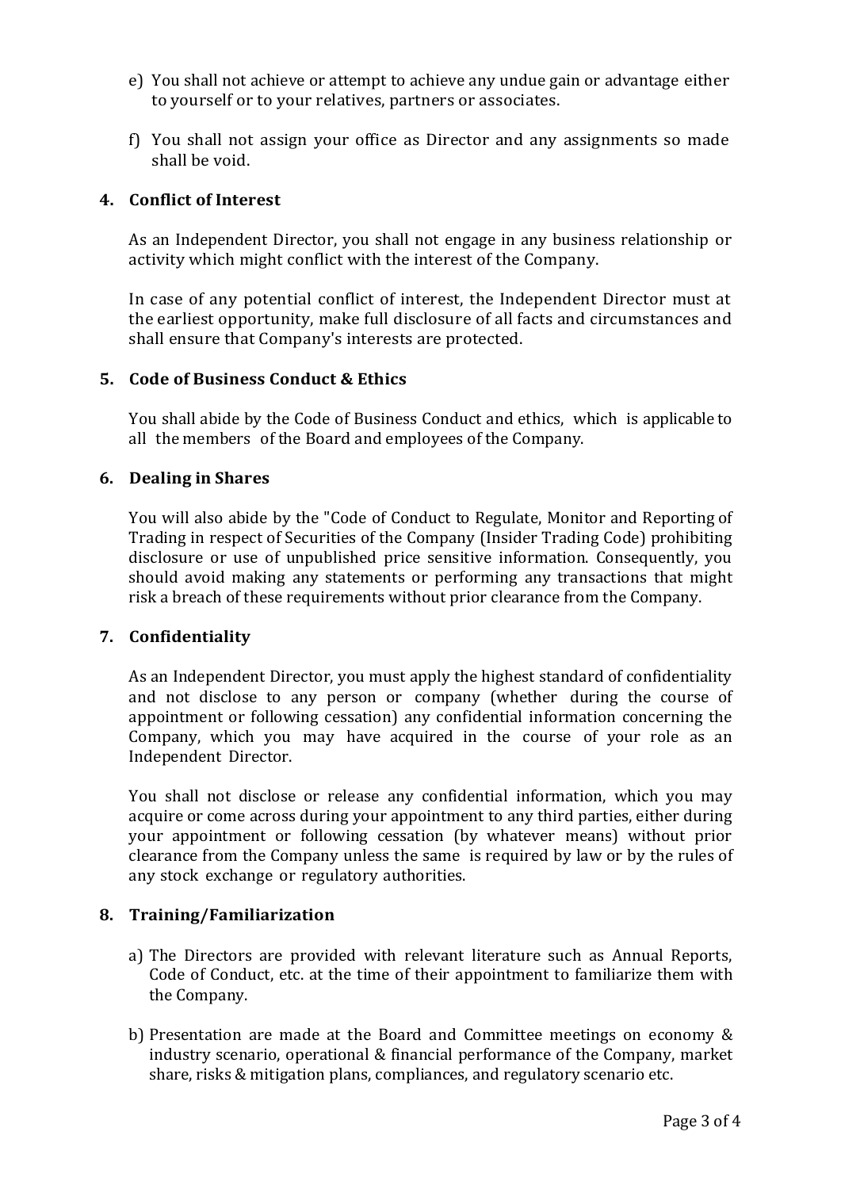e) You shall not achieve or attempt to achieve any undue gain or advantage either to yourself or to your relatives, partners or associates.

f) You shall not assign your office as Director and any assignments so made shall be void.

**4. Conflict of Interest**

As an Independent Director, you shall not engage in any business relationship or activity which might conflict with the interest of the Company.

In case of any potential conflict of interest, the Independent Director must at the earliest opportunity, make full disclosure of all facts and circumstances and shall ensure that Company's interests are protected.

**5. Code of Business Conduct & Ethics**

You shall abide by the Code of Business Conduct and ethics, which is applicable to all the members of the Board and employees of the Company.

**6. Dealing in Shares**

You will also abide by the "Code of Conduct to Regulate, Monitor and Reporting of Trading in respect of Securities of the Company (Insider Trading Code) prohibiting disclosure or use of unpublished price sensitive information. Consequently, you should avoid making any statements or performing any transactions that might risk a breach of these requirements without prior clearance from the Company.

**7. Confidentiality**

As an Independent Director, you must apply the highest standard of confidentiality and not disclose to any person or company (whether during the course of appointment or following cessation) any confidential information concerning the Company, which you may have acquired in the course of your role as an Independent Director.

You shall not disclose or release any confidential information, which you may acquire or come across during your appointment to any third parties, either during your appointment or following cessation (by whatever means) without prior clearance from the Company unless the same is required by law or by the rules of any stock exchange or regulatory authorities.

**8. Training/Familiarization**

a) The Directors are provided with relevant literature such as Annual Reports, Code of Conduct, etc. at the time of their appointment to familiarize them with the Company.

b) Presentation are made at the Board and Committee meetings on economy & industry scenario, operational & financial performance of the Company, market share, risks & mitigation plans, compliances, and regulatory scenario etc.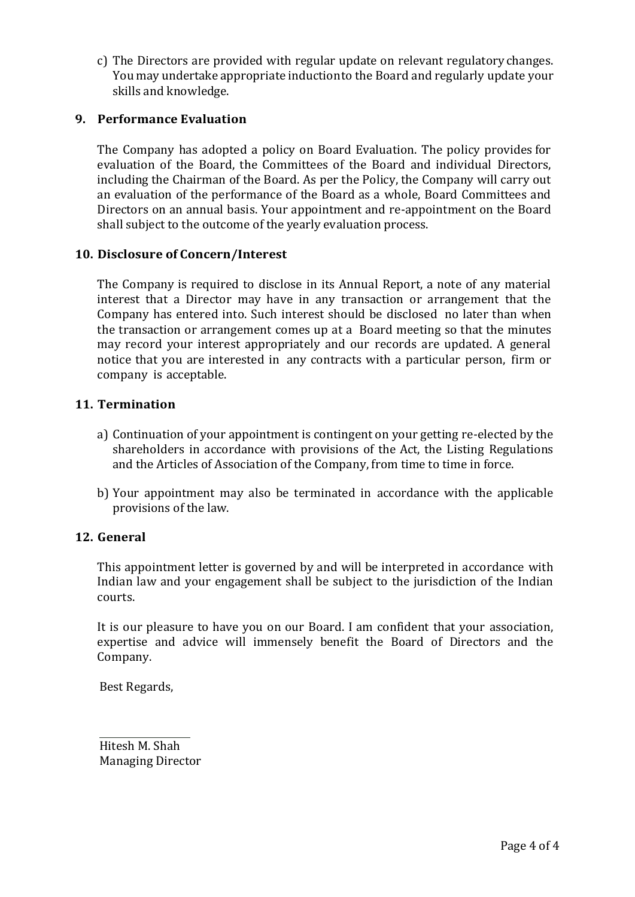c) The Directors are provided with regular update on relevant regulatory changes. You may undertake appropriate inductionto the Board and regularly update your skills and knowledge.

## 9. Performance Evaluation

The Company has adopted a policy on Board Evaluation. The policy provides for evaluation of the Board, the Committees of the Board and individual Directors, including the Chairman of the Board. As per the Policy, the Company will carry out an evaluation of the performance of the Board as a whole, Board Committees and Directors on an annual basis. Your appointment and re-appointment on the Board shall subject to the outcome of the yearly evaluation process.

## 10. Disclosure of Concern/Interest

The Company is required to disclose in its Annual Report, a note of any material interest that a Director may have in any transaction or arrangement that the Company has entered into. Such interest should be disclosed no later than when the transaction or arrangement comes up at a Board meeting so that the minutes may record your interest appropriately and our records are updated. A general notice that you are interested in any contracts with a particular person, firm or company is acceptable.

## 11. Termination

a) Continuation of your appointment is contingent on your getting re-elected by the shareholders in accordance with provisions of the Act, the Listing Regulations and the Articles of Association of the Company, from time to time in force.

b) Your appointment may also be terminated in accordance with the applicable provisions of the law.

## 12. General

This appointment letter is governed by and will be interpreted in accordance with Indian law and your engagement shall be subject to the jurisdiction of the Indian courts.

It is our pleasure to have you on our Board. I am confident that your association, expertise and advice will immensely benefit the Board of Directors and the Company.

Best Regards,

\_\_\_\_\_\_\_\_\_\_\_\_\_\_\_\_\_\_

Hitesh M. Shah
Managing Director